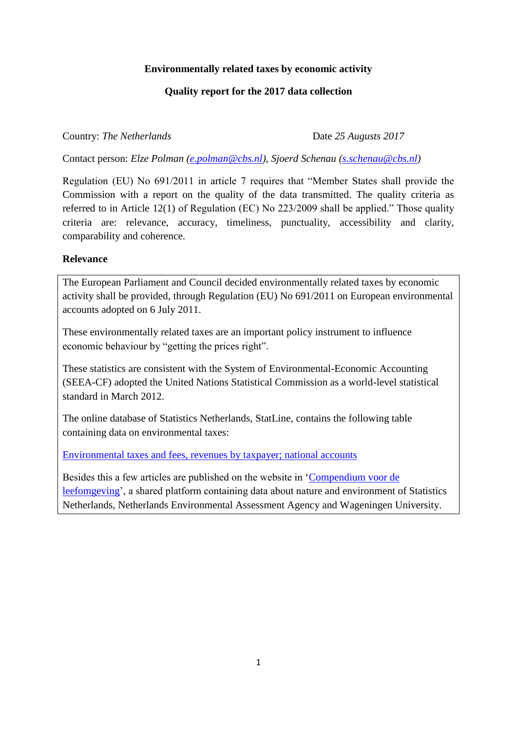**Environmentally related taxes by economic activity**

**Quality report for the 2017 data collection**

Country: *The Netherlands* Date *25 Augusts 2017*

Contact person: *Elze Polman (e.polman@cbs.nl), Sjoerd Schenau (s.schenau@cbs.nl)*

Regulation (EU) No 691/2011 in article 7 requires that "Member States shall provide the Commission with a report on the quality of the data transmitted. The quality criteria as referred to in Article 12(1) of Regulation (EC) No 223/2009 shall be applied." Those quality criteria are: relevance, accuracy, timeliness, punctuality, accessibility and clarity, comparability and coherence.

## Relevance

The European Parliament and Council decided environmentally related taxes by economic activity shall be provided, through Regulation (EU) No 691/2011 on European environmental accounts adopted on 6 July 2011.

These environmentally related taxes are an important policy instrument to influence economic behaviour by "getting the prices right".

These statistics are consistent with the System of Environmental-Economic Accounting (SEEA-CF) adopted the United Nations Statistical Commission as a world-level statistical standard in March 2012.

The online database of Statistics Netherlands, StatLine, contains the following table containing data on environmental taxes:

Environmental taxes and fees, revenues by taxpayer; national accounts

Besides this a few articles are published on the website in 'Compendium voor de leefomgeving', a shared platform containing data about nature and environment of Statistics Netherlands, Netherlands Environmental Assessment Agency and Wageningen University.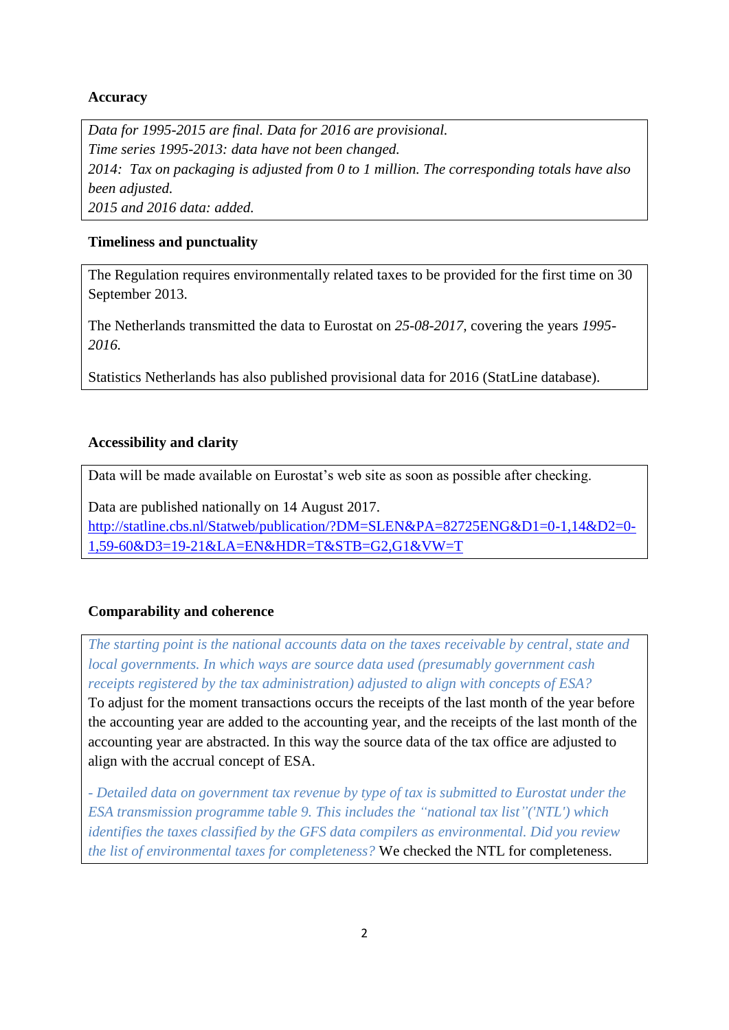**Accuracy**

*Data for 1995-2015 are final. Data for 2016 are provisional.*
*Time series 1995-2013: data have not been changed.*
*2014: Tax on packaging is adjusted from 0 to 1 million. The corresponding totals have also been adjusted.*
*2015 and 2016 data: added.*

**Timeliness and punctuality**

The Regulation requires environmentally related taxes to be provided for the first time on 30 September 2013.

The Netherlands transmitted the data to Eurostat on *25-08-2017*, covering the years *1995-2016.*

Statistics Netherlands has also published provisional data for 2016 (StatLine database).

**Accessibility and clarity**

Data will be made available on Eurostat's web site as soon as possible after checking.

Data are published nationally on 14 August 2017.
http://statline.cbs.nl/Statweb/publication/?DM=SLEN&PA=82725ENG&D1=0-1,14&D2=0-1,59-60&D3=19-21&LA=EN&HDR=T&STB=G2,G1&VW=T

**Comparability and coherence**

*The starting point is the national accounts data on the taxes receivable by central, state and local governments. In which ways are source data used (presumably government cash receipts registered by the tax administration) adjusted to align with concepts of ESA?*
To adjust for the moment transactions occurs the receipts of the last month of the year before the accounting year are added to the accounting year, and the receipts of the last month of the accounting year are abstracted. In this way the source data of the tax office are adjusted to align with the accrual concept of ESA.

*- Detailed data on government tax revenue by type of tax is submitted to Eurostat under the ESA transmission programme table 9. This includes the "national tax list"('NTL') which identifies the taxes classified by the GFS data compilers as environmental. Did you review the list of environmental taxes for completeness?* We checked the NTL for completeness.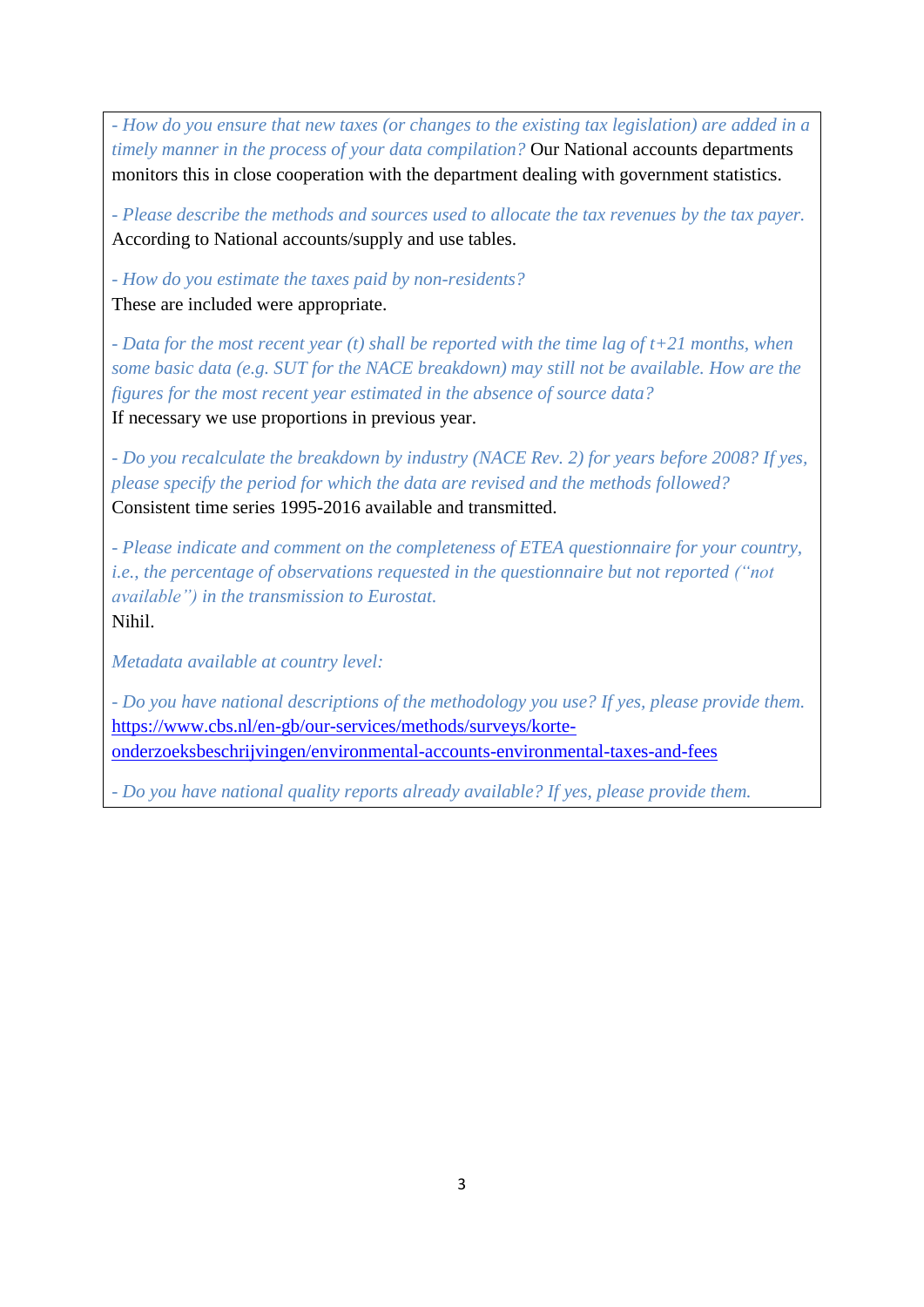*- How do you ensure that new taxes (or changes to the existing tax legislation) are added in a timely manner in the process of your data compilation?* Our National accounts departments monitors this in close cooperation with the department dealing with government statistics.

*- Please describe the methods and sources used to allocate the tax revenues by the tax payer.*
According to National accounts/supply and use tables.

*- How do you estimate the taxes paid by non-residents?*
These are included were appropriate.

*- Data for the most recent year (t) shall be reported with the time lag of t+21 months, when some basic data (e.g. SUT for the NACE breakdown) may still not be available. How are the figures for the most recent year estimated in the absence of source data?*
If necessary we use proportions in previous year.

*- Do you recalculate the breakdown by industry (NACE Rev. 2) for years before 2008? If yes, please specify the period for which the data are revised and the methods followed?*
Consistent time series 1995-2016 available and transmitted.

*- Please indicate and comment on the completeness of ETEA questionnaire for your country, i.e., the percentage of observations requested in the questionnaire but not reported ("not available") in the transmission to Eurostat.*
Nihil.

*Metadata available at country level:*

*- Do you have national descriptions of the methodology you use? If yes, please provide them.*
https://www.cbs.nl/en-gb/our-services/methods/surveys/korte-onderzoeksbeschrijvingen/environmental-accounts-environmental-taxes-and-fees

*- Do you have national quality reports already available? If yes, please provide them.*